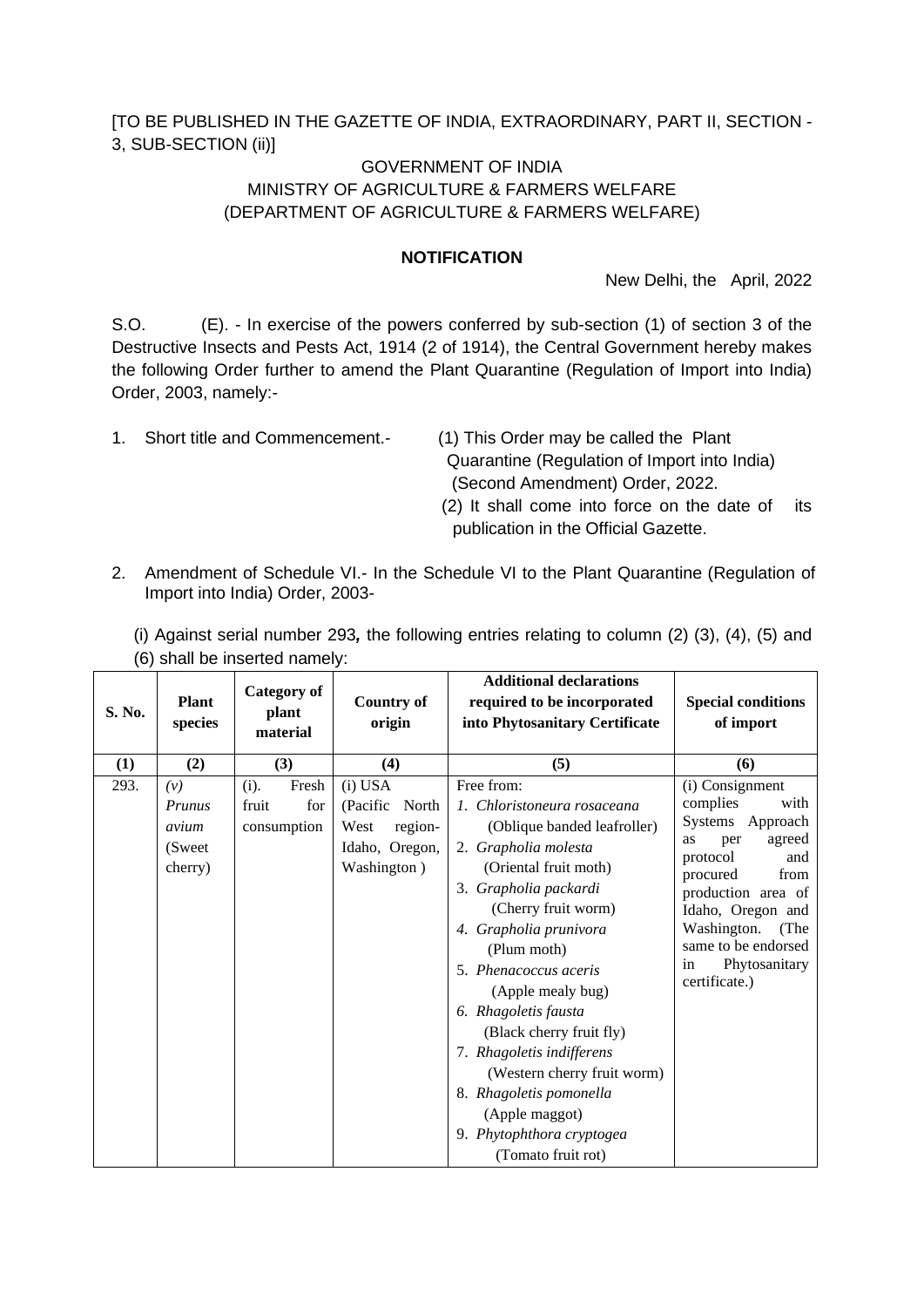[TO BE PUBLISHED IN THE GAZETTE OF INDIA, EXTRAORDINARY, PART II, SECTION - 3, SUB-SECTION (ii)]

GOVERNMENT OF INDIA
MINISTRY OF AGRICULTURE & FARMERS WELFARE
(DEPARTMENT OF AGRICULTURE & FARMERS WELFARE)

**NOTIFICATION**

New Delhi, the April, 2022

S.O. (E). - In exercise of the powers conferred by sub-section (1) of section 3 of the Destructive Insects and Pests Act, 1914 (2 of 1914), the Central Government hereby makes the following Order further to amend the Plant Quarantine (Regulation of Import into India) Order, 2003, namely:-

1. Short title and Commencement.- (1) This Order may be called the Plant Quarantine (Regulation of Import into India) (Second Amendment) Order, 2022.
   (2) It shall come into force on the date of its publication in the Official Gazette.

2. Amendment of Schedule VI.- In the Schedule VI to the Plant Quarantine (Regulation of Import into India) Order, 2003-

   (i) Against serial number 293**,** the following entries relating to column (2) (3), (4), (5) and (6) shall be inserted namely:

| S. No. | Plant species | Category of plant material | Country of origin | Additional declarations required to be incorporated into Phytosanitary Certificate | Special conditions of import |
|---|---|---|---|---|---|
| (1) | (2) | (3) | (4) | (5) | (6) |
| 293. | *(v) Prunus avium* (Sweet cherry) | (i). Fresh fruit for consumption | (i) USA (Pacific North West region- Idaho, Oregon, Washington ) | Free from:<br>1. *Chloristoneura rosaceana* (Oblique banded leafroller)<br>2. *Grapholia molesta* (Oriental fruit moth)<br>3. *Grapholia packardi* (Cherry fruit worm)<br>4. *Grapholia prunivora* (Plum moth)<br>5. *Phenacoccus aceris* (Apple mealy bug)<br>6. *Rhagoletis fausta* (Black cherry fruit fly)<br>7. *Rhagoletis indifferens* (Western cherry fruit worm)<br>8. *Rhagoletis pomonella* (Apple maggot)<br>9. *Phytophthora cryptogea* (Tomato fruit rot) | (i) Consignment complies with Systems Approach as per agreed protocol and procured from production area of Idaho, Oregon and Washington. (The same to be endorsed in Phytosanitary certificate.) |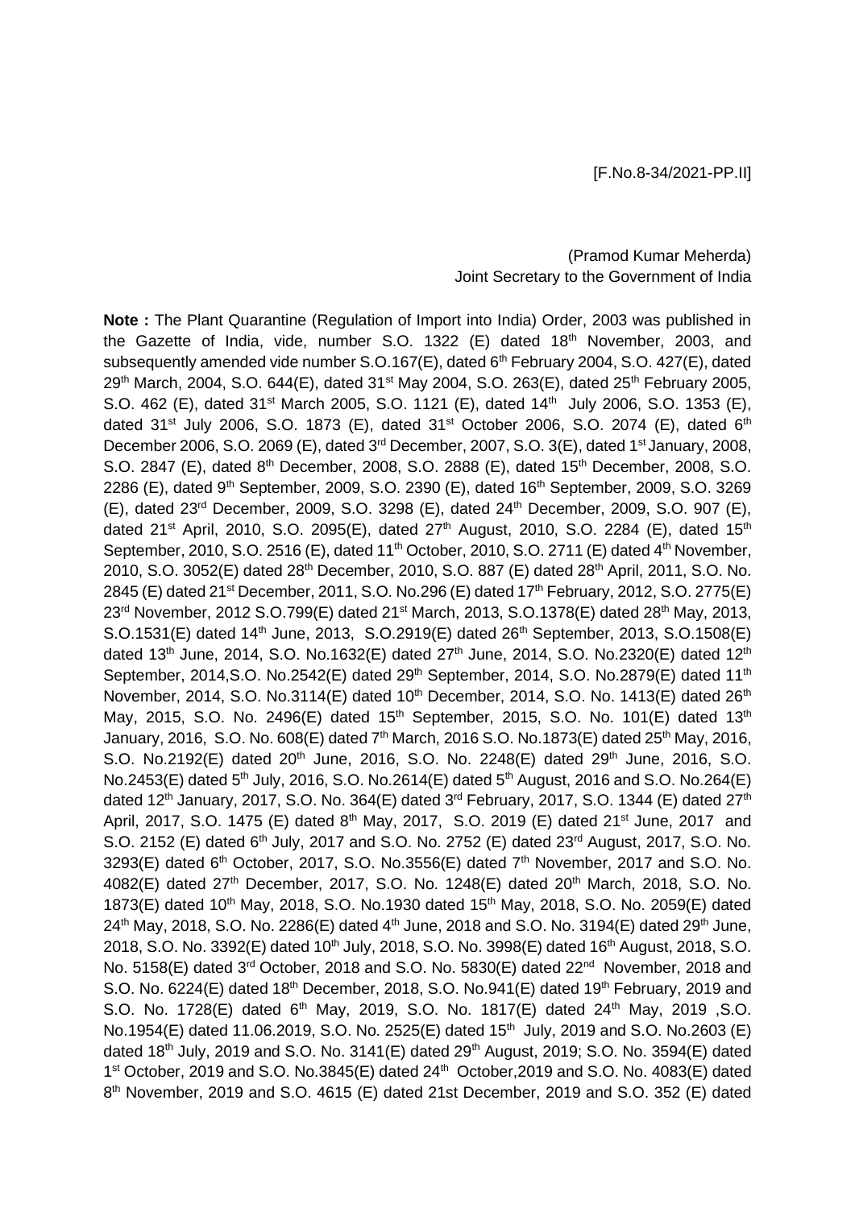[F.No.8-34/2021-PP.II]

(Pramod Kumar Meherda)
Joint Secretary to the Government of India

**Note :** The Plant Quarantine (Regulation of Import into India) Order, 2003 was published in the Gazette of India, vide, number S.O. 1322 (E) dated 18th November, 2003, and subsequently amended vide number S.O.167(E), dated 6th February 2004, S.O. 427(E), dated 29th March, 2004, S.O. 644(E), dated 31st May 2004, S.O. 263(E), dated 25th February 2005, S.O. 462 (E), dated 31st March 2005, S.O. 1121 (E), dated 14th July 2006, S.O. 1353 (E), dated 31st July 2006, S.O. 1873 (E), dated 31st October 2006, S.O. 2074 (E), dated 6th December 2006, S.O. 2069 (E), dated 3rd December, 2007, S.O. 3(E), dated 1st January, 2008, S.O. 2847 (E), dated 8th December, 2008, S.O. 2888 (E), dated 15th December, 2008, S.O. 2286 (E), dated 9th September, 2009, S.O. 2390 (E), dated 16th September, 2009, S.O. 3269 (E), dated 23rd December, 2009, S.O. 3298 (E), dated 24th December, 2009, S.O. 907 (E), dated 21st April, 2010, S.O. 2095(E), dated 27th August, 2010, S.O. 2284 (E), dated 15th September, 2010, S.O. 2516 (E), dated 11th October, 2010, S.O. 2711 (E) dated 4th November, 2010, S.O. 3052(E) dated 28th December, 2010, S.O. 887 (E) dated 28th April, 2011, S.O. No. 2845 (E) dated 21st December, 2011, S.O. No.296 (E) dated 17th February, 2012, S.O. 2775(E) 23rd November, 2012 S.O.799(E) dated 21st March, 2013, S.O.1378(E) dated 28th May, 2013, S.O.1531(E) dated 14th June, 2013, S.O.2919(E) dated 26th September, 2013, S.O.1508(E) dated 13th June, 2014, S.O. No.1632(E) dated 27th June, 2014, S.O. No.2320(E) dated 12th September, 2014,S.O. No.2542(E) dated 29th September, 2014, S.O. No.2879(E) dated 11th November, 2014, S.O. No.3114(E) dated 10th December, 2014, S.O. No. 1413(E) dated 26th May, 2015, S.O. No. 2496(E) dated 15th September, 2015, S.O. No. 101(E) dated 13th January, 2016, S.O. No. 608(E) dated 7th March, 2016 S.O. No.1873(E) dated 25th May, 2016, S.O. No.2192(E) dated 20th June, 2016, S.O. No. 2248(E) dated 29th June, 2016, S.O. No.2453(E) dated 5th July, 2016, S.O. No.2614(E) dated 5th August, 2016 and S.O. No.264(E) dated 12th January, 2017, S.O. No. 364(E) dated 3rd February, 2017, S.O. 1344 (E) dated 27th April, 2017, S.O. 1475 (E) dated 8th May, 2017, S.O. 2019 (E) dated 21st June, 2017 and S.O. 2152 (E) dated 6th July, 2017 and S.O. No. 2752 (E) dated 23rd August, 2017, S.O. No. 3293(E) dated 6th October, 2017, S.O. No.3556(E) dated 7th November, 2017 and S.O. No. 4082(E) dated 27th December, 2017, S.O. No. 1248(E) dated 20th March, 2018, S.O. No. 1873(E) dated 10th May, 2018, S.O. No.1930 dated 15th May, 2018, S.O. No. 2059(E) dated 24th May, 2018, S.O. No. 2286(E) dated 4th June, 2018 and S.O. No. 3194(E) dated 29th June, 2018, S.O. No. 3392(E) dated 10th July, 2018, S.O. No. 3998(E) dated 16th August, 2018, S.O. No. 5158(E) dated 3rd October, 2018 and S.O. No. 5830(E) dated 22nd November, 2018 and S.O. No. 6224(E) dated 18th December, 2018, S.O. No.941(E) dated 19th February, 2019 and S.O. No. 1728(E) dated 6th May, 2019, S.O. No. 1817(E) dated 24th May, 2019 ,S.O. No.1954(E) dated 11.06.2019, S.O. No. 2525(E) dated 15th July, 2019 and S.O. No.2603 (E) dated 18th July, 2019 and S.O. No. 3141(E) dated 29th August, 2019; S.O. No. 3594(E) dated 1st October, 2019 and S.O. No.3845(E) dated 24th October,2019 and S.O. No. 4083(E) dated 8th November, 2019 and S.O. 4615 (E) dated 21st December, 2019 and S.O. 352 (E) dated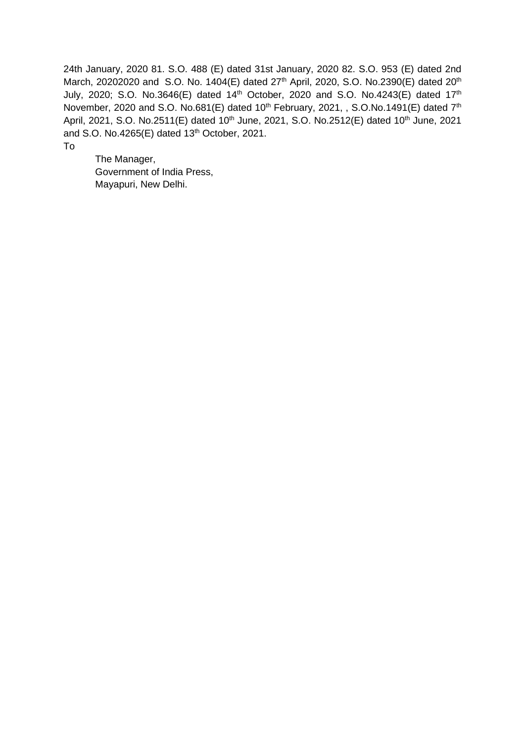24th January, 2020 81. S.O. 488 (E) dated 31st January, 2020 82. S.O. 953 (E) dated 2nd March, 20202020 and S.O. No. 1404(E) dated 27th April, 2020, S.O. No.2390(E) dated 20th July, 2020; S.O. No.3646(E) dated 14th October, 2020 and S.O. No.4243(E) dated 17th November, 2020 and S.O. No.681(E) dated 10th February, 2021, , S.O.No.1491(E) dated 7th April, 2021, S.O. No.2511(E) dated 10th June, 2021, S.O. No.2512(E) dated 10th June, 2021 and S.O. No.4265(E) dated 13th October, 2021.

To

The Manager,
Government of India Press,
Mayapuri, New Delhi.